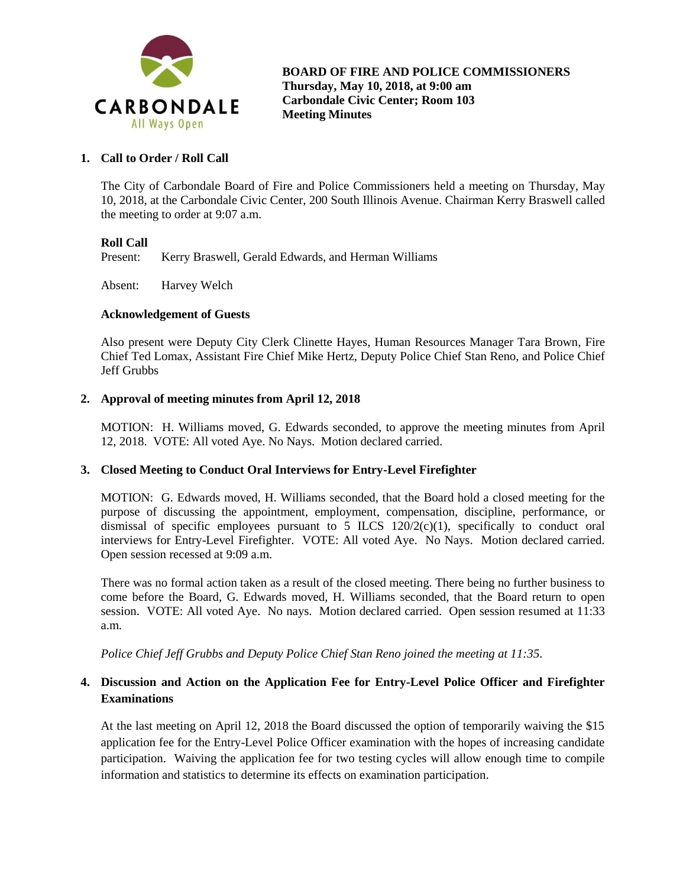CARBONDALE
All Ways Open

**BOARD OF FIRE AND POLICE COMMISSIONERS**
**Thursday, May 10, 2018, at 9:00 am**
**Carbondale Civic Center; Room 103**
**Meeting Minutes**

## 1. Call to Order / Roll Call

The City of Carbondale Board of Fire and Police Commissioners held a meeting on Thursday, May 10, 2018, at the Carbondale Civic Center, 200 South Illinois Avenue. Chairman Kerry Braswell called the meeting to order at 9:07 a.m.

### Roll Call

Present: Kerry Braswell, Gerald Edwards, and Herman Williams

Absent: Harvey Welch

### Acknowledgement of Guests

Also present were Deputy City Clerk Clinette Hayes, Human Resources Manager Tara Brown, Fire Chief Ted Lomax, Assistant Fire Chief Mike Hertz, Deputy Police Chief Stan Reno, and Police Chief Jeff Grubbs

## 2. Approval of meeting minutes from April 12, 2018

MOTION: H. Williams moved, G. Edwards seconded, to approve the meeting minutes from April 12, 2018. VOTE: All voted Aye. No Nays. Motion declared carried.

## 3. Closed Meeting to Conduct Oral Interviews for Entry-Level Firefighter

MOTION: G. Edwards moved, H. Williams seconded, that the Board hold a closed meeting for the purpose of discussing the appointment, employment, compensation, discipline, performance, or dismissal of specific employees pursuant to 5 ILCS 120/2(c)(1), specifically to conduct oral interviews for Entry-Level Firefighter. VOTE: All voted Aye. No Nays. Motion declared carried. Open session recessed at 9:09 a.m.

There was no formal action taken as a result of the closed meeting. There being no further business to come before the Board, G. Edwards moved, H. Williams seconded, that the Board return to open session. VOTE: All voted Aye. No nays. Motion declared carried. Open session resumed at 11:33 a.m.

*Police Chief Jeff Grubbs and Deputy Police Chief Stan Reno joined the meeting at 11:35.*

## 4. Discussion and Action on the Application Fee for Entry-Level Police Officer and Firefighter Examinations

At the last meeting on April 12, 2018 the Board discussed the option of temporarily waiving the $15 application fee for the Entry-Level Police Officer examination with the hopes of increasing candidate participation. Waiving the application fee for two testing cycles will allow enough time to compile information and statistics to determine its effects on examination participation.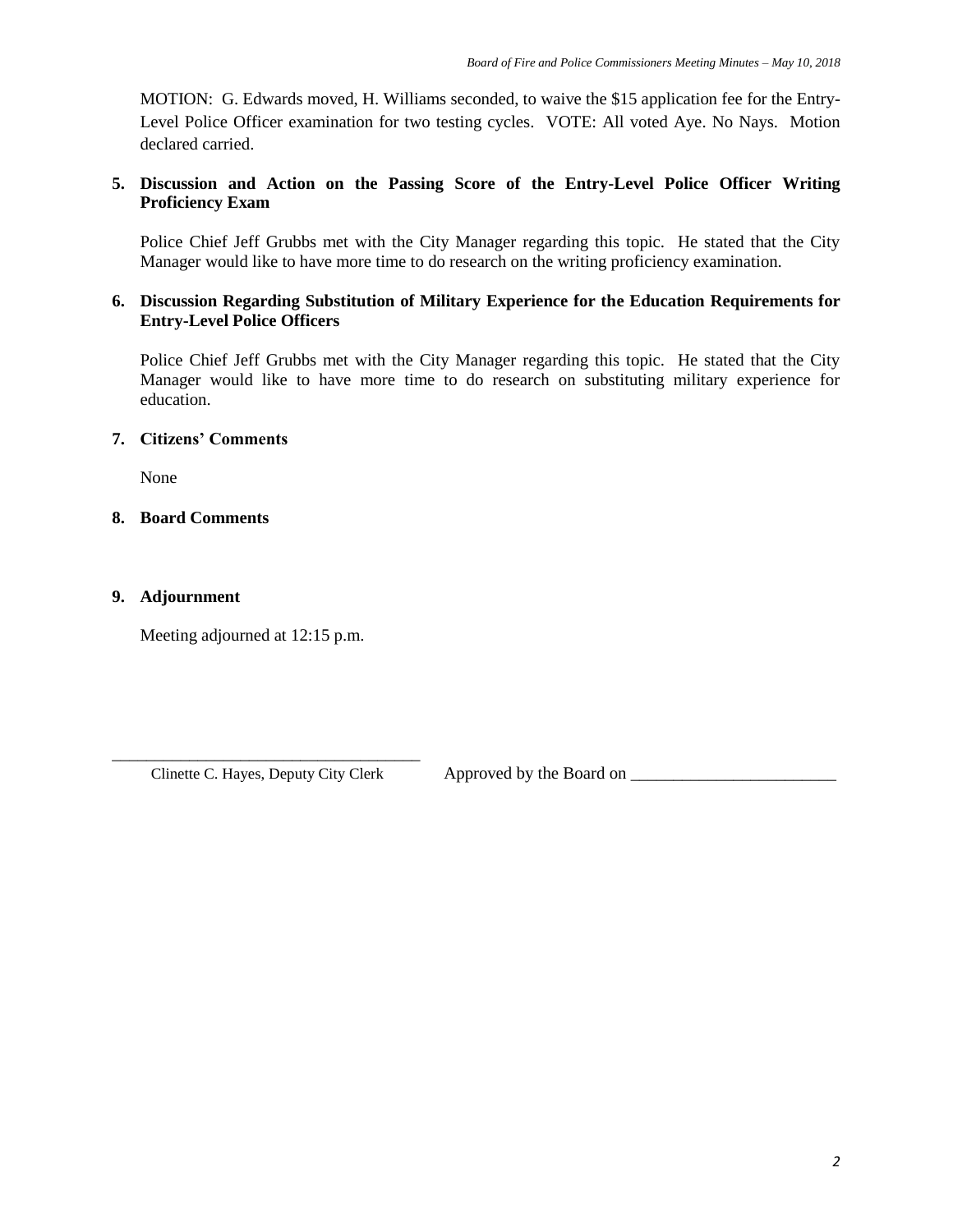MOTION: G. Edwards moved, H. Williams seconded, to waive the $15 application fee for the Entry-Level Police Officer examination for two testing cycles. VOTE: All voted Aye. No Nays. Motion declared carried.

**5. Discussion and Action on the Passing Score of the Entry-Level Police Officer Writing Proficiency Exam**

Police Chief Jeff Grubbs met with the City Manager regarding this topic. He stated that the City Manager would like to have more time to do research on the writing proficiency examination.

**6. Discussion Regarding Substitution of Military Experience for the Education Requirements for Entry-Level Police Officers**

Police Chief Jeff Grubbs met with the City Manager regarding this topic. He stated that the City Manager would like to have more time to do research on substituting military experience for education.

**7. Citizens' Comments**

None

**8. Board Comments**

**9. Adjournment**

Meeting adjourned at 12:15 p.m.

_____________________________________
Clinette C. Hayes, Deputy City Clerk

Approved by the Board on ________________________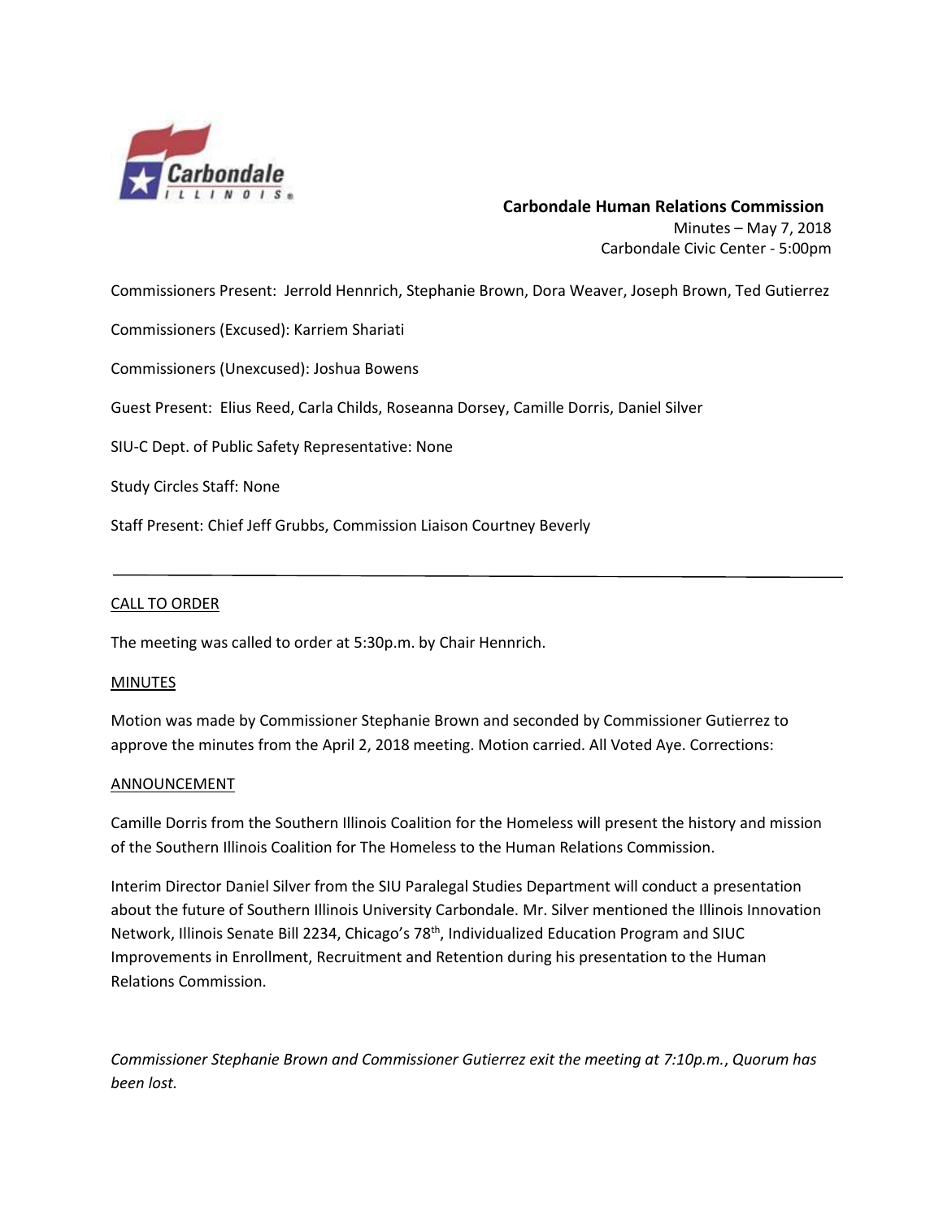**Carbondale Human Relations Commission**

Minutes – May 7, 2018

Carbondale Civic Center - 5:00pm

Commissioners Present: Jerrold Hennrich, Stephanie Brown, Dora Weaver, Joseph Brown, Ted Gutierrez

Commissioners (Excused): Karriem Shariati

Commissioners (Unexcused): Joshua Bowens

Guest Present: Elius Reed, Carla Childs, Roseanna Dorsey, Camille Dorris, Daniel Silver

SIU-C Dept. of Public Safety Representative: None

Study Circles Staff: None

Staff Present: Chief Jeff Grubbs, Commission Liaison Courtney Beverly

---

## CALL TO ORDER

The meeting was called to order at 5:30p.m. by Chair Hennrich.

## MINUTES

Motion was made by Commissioner Stephanie Brown and seconded by Commissioner Gutierrez to approve the minutes from the April 2, 2018 meeting. Motion carried. All Voted Aye. Corrections:

## ANNOUNCEMENT

Camille Dorris from the Southern Illinois Coalition for the Homeless will present the history and mission of the Southern Illinois Coalition for The Homeless to the Human Relations Commission.

Interim Director Daniel Silver from the SIU Paralegal Studies Department will conduct a presentation about the future of Southern Illinois University Carbondale. Mr. Silver mentioned the Illinois Innovation Network, Illinois Senate Bill 2234, Chicago's 78th, Individualized Education Program and SIUC Improvements in Enrollment, Recruitment and Retention during his presentation to the Human Relations Commission.

*Commissioner Stephanie Brown and Commissioner Gutierrez exit the meeting at 7:10p.m., Quorum has been lost.*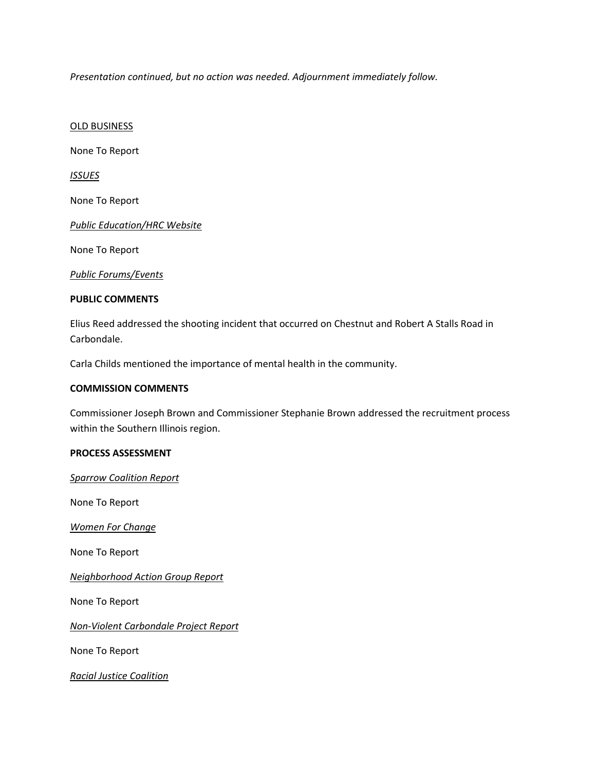*Presentation continued, but no action was needed. Adjournment immediately follow.*

<u>OLD BUSINESS</u>

None To Report

*<u>ISSUES</u>*

None To Report

*<u>Public Education/HRC Website</u>*

None To Report

*<u>Public Forums/Events</u>*

**PUBLIC COMMENTS**

Elius Reed addressed the shooting incident that occurred on Chestnut and Robert A Stalls Road in Carbondale.

Carla Childs mentioned the importance of mental health in the community.

**COMMISSION COMMENTS**

Commissioner Joseph Brown and Commissioner Stephanie Brown addressed the recruitment process within the Southern Illinois region.

**PROCESS ASSESSMENT**

*<u>Sparrow Coalition Report</u>*

None To Report

*<u>Women For Change</u>*

None To Report

*<u>Neighborhood Action Group Report</u>*

None To Report

*<u>Non-Violent Carbondale Project Report</u>*

None To Report

*<u>Racial Justice Coalition</u>*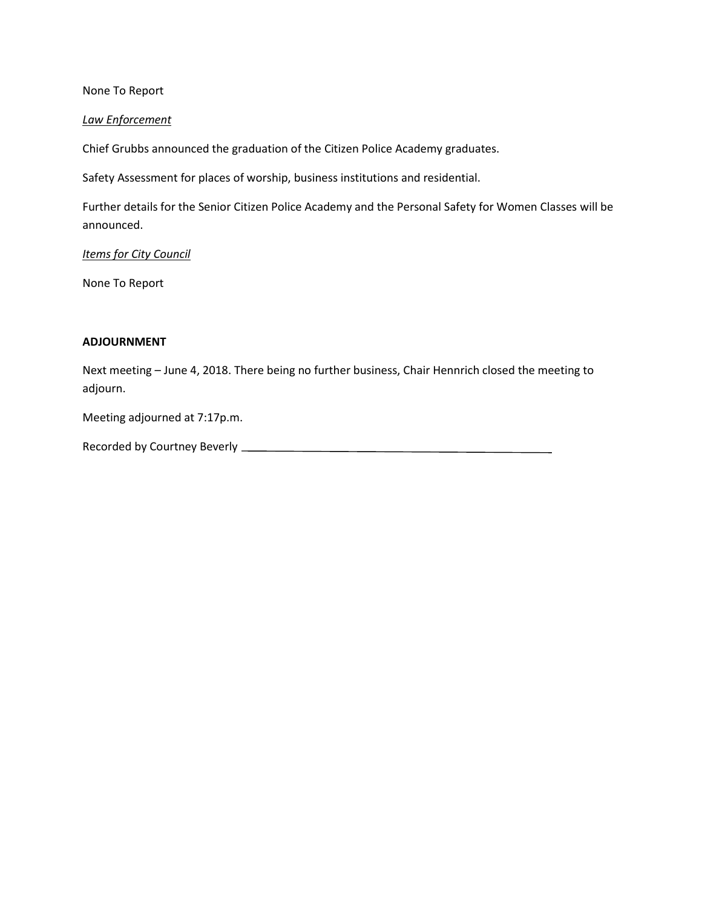None To Report

*Law Enforcement*

Chief Grubbs announced the graduation of the Citizen Police Academy graduates.

Safety Assessment for places of worship, business institutions and residential.

Further details for the Senior Citizen Police Academy and the Personal Safety for Women Classes will be announced.

*Items for City Council*

None To Report

**ADJOURNMENT**

Next meeting – June 4, 2018. There being no further business, Chair Hennrich closed the meeting to adjourn.

Meeting adjourned at 7:17p.m.

Recorded by Courtney Beverly ______________________________________________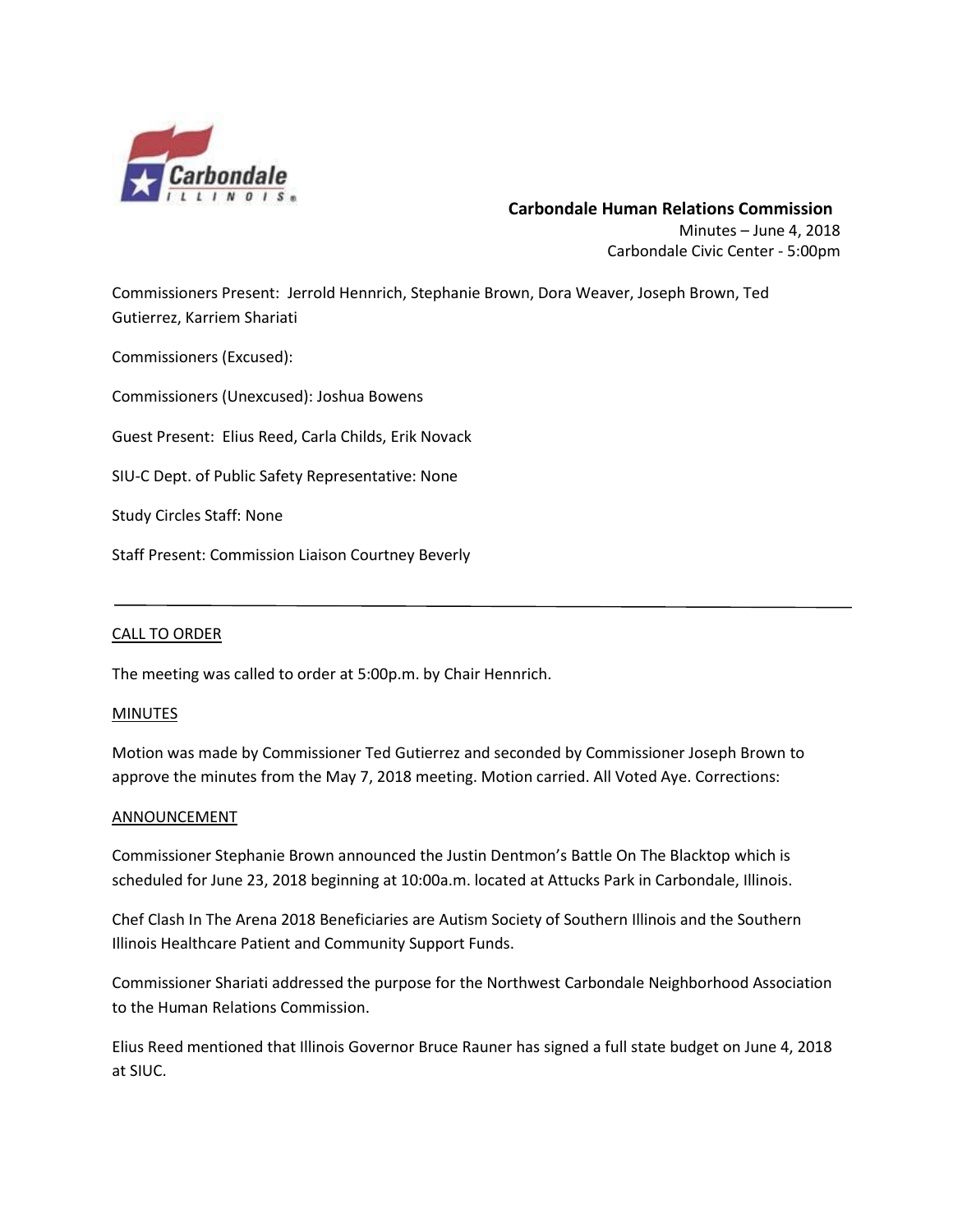**Carbondale Human Relations Commission**

Minutes – June 4, 2018

Carbondale Civic Center - 5:00pm

Commissioners Present: Jerrold Hennrich, Stephanie Brown, Dora Weaver, Joseph Brown, Ted Gutierrez, Karriem Shariati

Commissioners (Excused):

Commissioners (Unexcused): Joshua Bowens

Guest Present: Elius Reed, Carla Childs, Erik Novack

SIU-C Dept. of Public Safety Representative: None

Study Circles Staff: None

Staff Present: Commission Liaison Courtney Beverly

---

## CALL TO ORDER

The meeting was called to order at 5:00p.m. by Chair Hennrich.

## MINUTES

Motion was made by Commissioner Ted Gutierrez and seconded by Commissioner Joseph Brown to approve the minutes from the May 7, 2018 meeting. Motion carried. All Voted Aye. Corrections:

## ANNOUNCEMENT

Commissioner Stephanie Brown announced the Justin Dentmon's Battle On The Blacktop which is scheduled for June 23, 2018 beginning at 10:00a.m. located at Attucks Park in Carbondale, Illinois.

Chef Clash In The Arena 2018 Beneficiaries are Autism Society of Southern Illinois and the Southern Illinois Healthcare Patient and Community Support Funds.

Commissioner Shariati addressed the purpose for the Northwest Carbondale Neighborhood Association to the Human Relations Commission.

Elius Reed mentioned that Illinois Governor Bruce Rauner has signed a full state budget on June 4, 2018 at SIUC.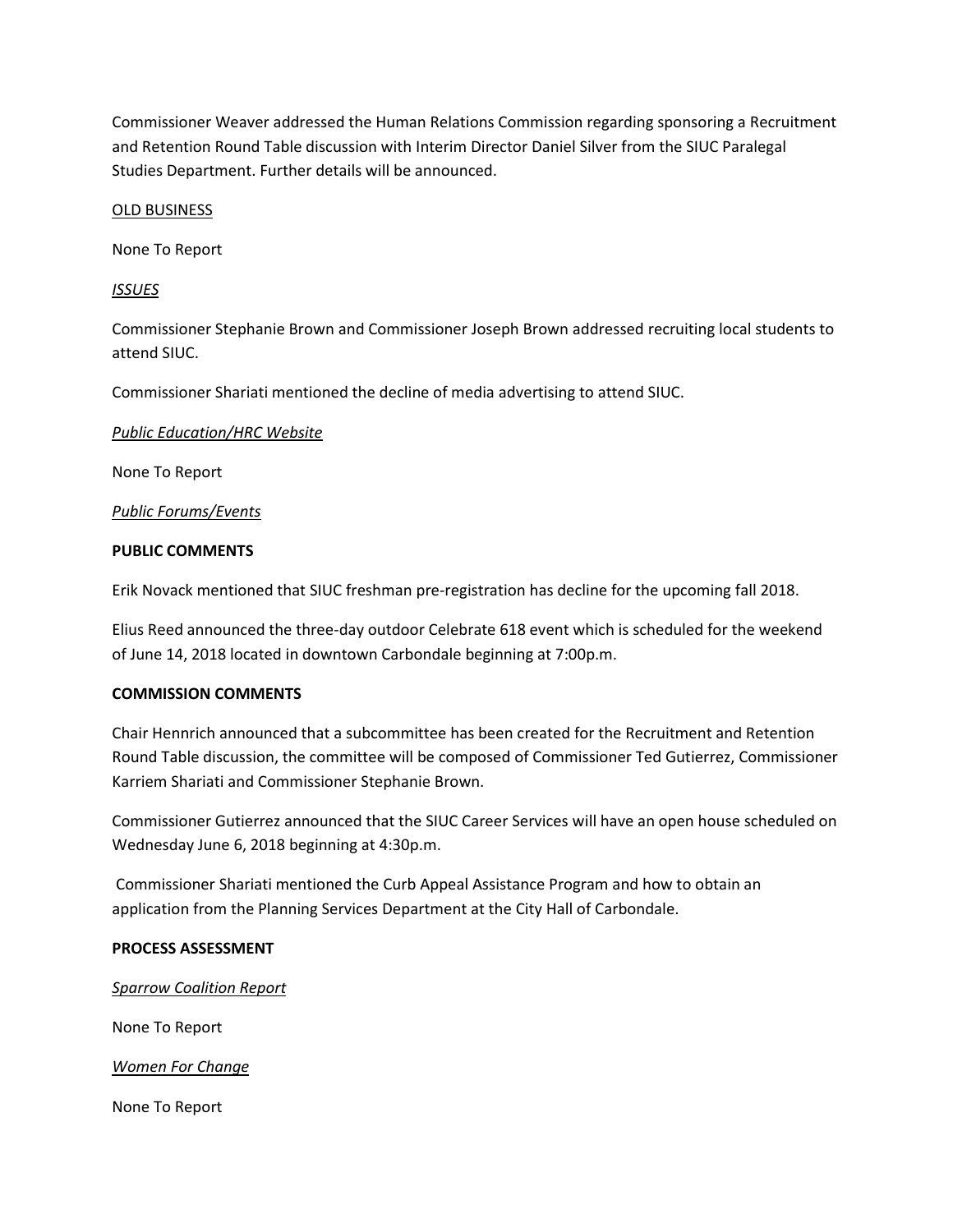Commissioner Weaver addressed the Human Relations Commission regarding sponsoring a Recruitment and Retention Round Table discussion with Interim Director Daniel Silver from the SIUC Paralegal Studies Department. Further details will be announced.

<u>OLD BUSINESS</u>

None To Report

*<u>ISSUES</u>*

Commissioner Stephanie Brown and Commissioner Joseph Brown addressed recruiting local students to attend SIUC.

Commissioner Shariati mentioned the decline of media advertising to attend SIUC.

*<u>Public Education/HRC Website</u>*

None To Report

*<u>Public Forums/Events</u>*

**PUBLIC COMMENTS**

Erik Novack mentioned that SIUC freshman pre-registration has decline for the upcoming fall 2018.

Elius Reed announced the three-day outdoor Celebrate 618 event which is scheduled for the weekend of June 14, 2018 located in downtown Carbondale beginning at 7:00p.m.

**COMMISSION COMMENTS**

Chair Hennrich announced that a subcommittee has been created for the Recruitment and Retention Round Table discussion, the committee will be composed of Commissioner Ted Gutierrez, Commissioner Karriem Shariati and Commissioner Stephanie Brown.

Commissioner Gutierrez announced that the SIUC Career Services will have an open house scheduled on Wednesday June 6, 2018 beginning at 4:30p.m.

Commissioner Shariati mentioned the Curb Appeal Assistance Program and how to obtain an application from the Planning Services Department at the City Hall of Carbondale.

**PROCESS ASSESSMENT**

*<u>Sparrow Coalition Report</u>*

None To Report

*<u>Women For Change</u>*

None To Report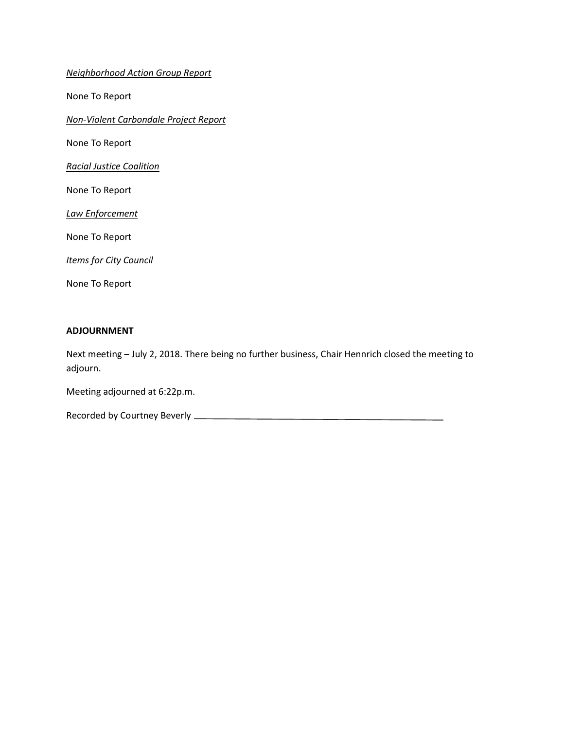*Neighborhood Action Group Report*

None To Report

*Non-Violent Carbondale Project Report*

None To Report

*Racial Justice Coalition*

None To Report

*Law Enforcement*

None To Report

*Items for City Council*

None To Report

**ADJOURNMENT**

Next meeting – July 2, 2018. There being no further business, Chair Hennrich closed the meeting to adjourn.

Meeting adjourned at 6:22p.m.

Recorded by Courtney Beverly ___________________________________________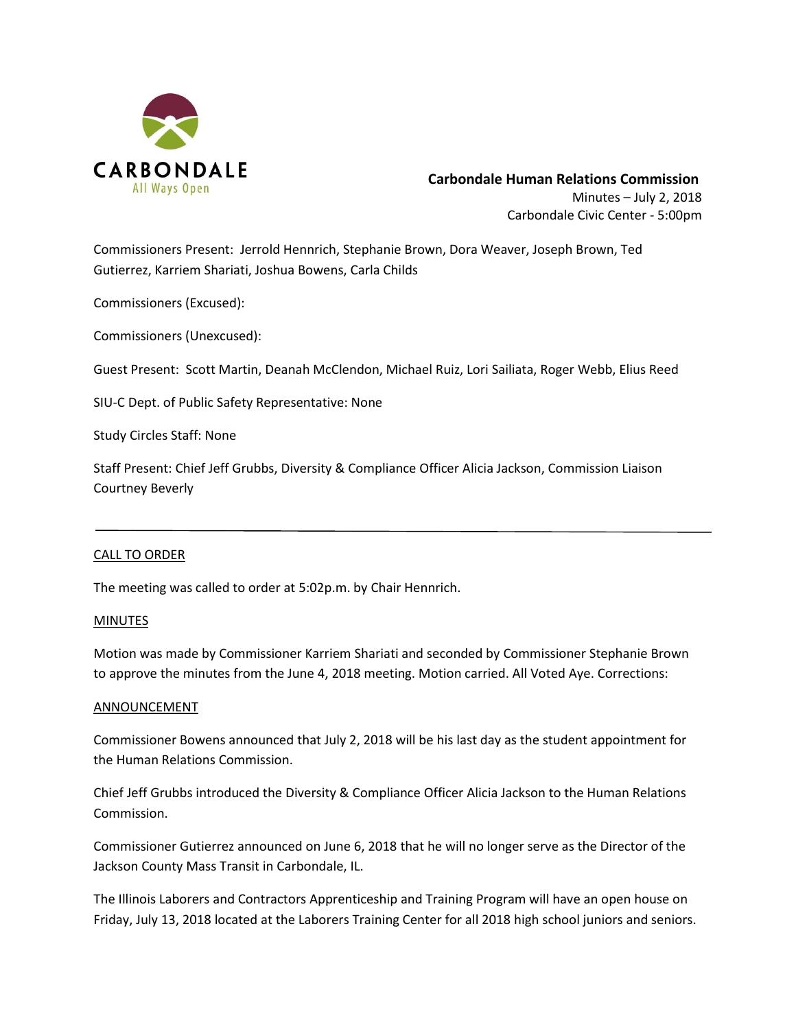CARBONDALE
All Ways Open

**Carbondale Human Relations Commission**
Minutes – July 2, 2018
Carbondale Civic Center - 5:00pm

Commissioners Present: Jerrold Hennrich, Stephanie Brown, Dora Weaver, Joseph Brown, Ted Gutierrez, Karriem Shariati, Joshua Bowens, Carla Childs

Commissioners (Excused):

Commissioners (Unexcused):

Guest Present: Scott Martin, Deanah McClendon, Michael Ruiz, Lori Sailiata, Roger Webb, Elius Reed

SIU-C Dept. of Public Safety Representative: None

Study Circles Staff: None

Staff Present: Chief Jeff Grubbs, Diversity & Compliance Officer Alicia Jackson, Commission Liaison Courtney Beverly

---

CALL TO ORDER

The meeting was called to order at 5:02p.m. by Chair Hennrich.

MINUTES

Motion was made by Commissioner Karriem Shariati and seconded by Commissioner Stephanie Brown to approve the minutes from the June 4, 2018 meeting. Motion carried. All Voted Aye. Corrections:

ANNOUNCEMENT

Commissioner Bowens announced that July 2, 2018 will be his last day as the student appointment for the Human Relations Commission.

Chief Jeff Grubbs introduced the Diversity & Compliance Officer Alicia Jackson to the Human Relations Commission.

Commissioner Gutierrez announced on June 6, 2018 that he will no longer serve as the Director of the Jackson County Mass Transit in Carbondale, IL.

The Illinois Laborers and Contractors Apprenticeship and Training Program will have an open house on Friday, July 13, 2018 located at the Laborers Training Center for all 2018 high school juniors and seniors.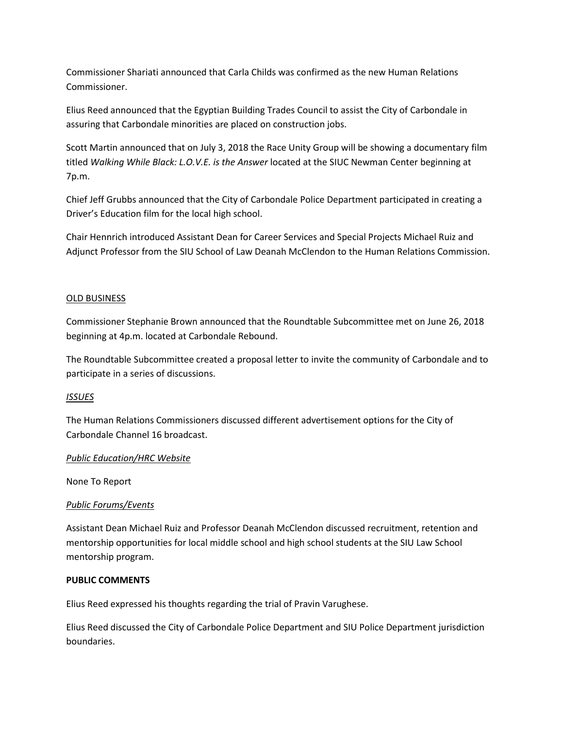Commissioner Shariati announced that Carla Childs was confirmed as the new Human Relations Commissioner.

Elius Reed announced that the Egyptian Building Trades Council to assist the City of Carbondale in assuring that Carbondale minorities are placed on construction jobs.

Scott Martin announced that on July 3, 2018 the Race Unity Group will be showing a documentary film titled *Walking While Black: L.O.V.E. is the Answer* located at the SIUC Newman Center beginning at 7p.m.

Chief Jeff Grubbs announced that the City of Carbondale Police Department participated in creating a Driver's Education film for the local high school.

Chair Hennrich introduced Assistant Dean for Career Services and Special Projects Michael Ruiz and Adjunct Professor from the SIU School of Law Deanah McClendon to the Human Relations Commission.

<u>OLD BUSINESS</u>

Commissioner Stephanie Brown announced that the Roundtable Subcommittee met on June 26, 2018 beginning at 4p.m. located at Carbondale Rebound.

The Roundtable Subcommittee created a proposal letter to invite the community of Carbondale and to participate in a series of discussions.

<u>*ISSUES*</u>

The Human Relations Commissioners discussed different advertisement options for the City of Carbondale Channel 16 broadcast.

<u>*Public Education/HRC Website*</u>

None To Report

<u>*Public Forums/Events*</u>

Assistant Dean Michael Ruiz and Professor Deanah McClendon discussed recruitment, retention and mentorship opportunities for local middle school and high school students at the SIU Law School mentorship program.

**PUBLIC COMMENTS**

Elius Reed expressed his thoughts regarding the trial of Pravin Varughese.

Elius Reed discussed the City of Carbondale Police Department and SIU Police Department jurisdiction boundaries.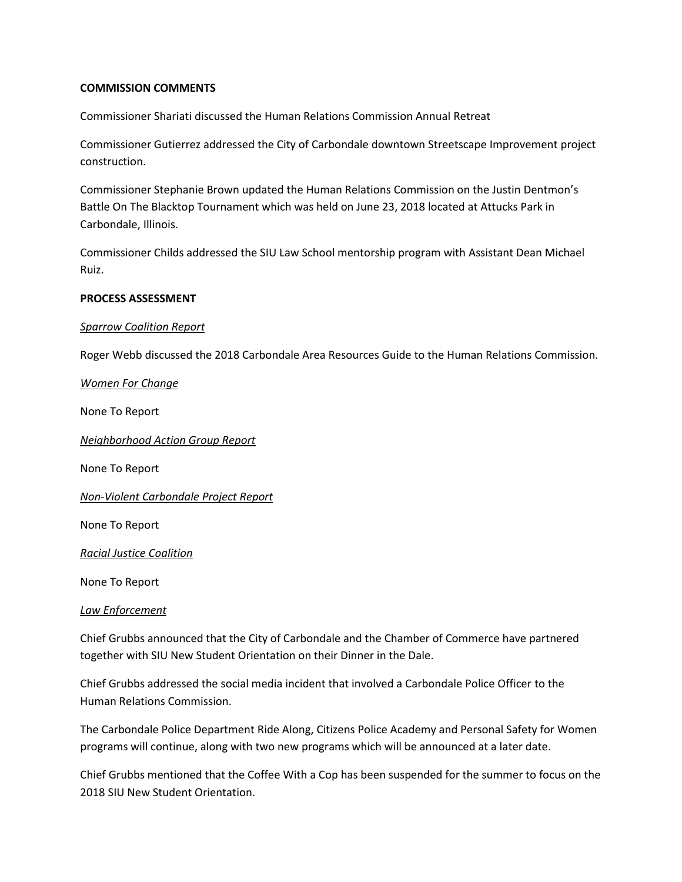**COMMISSION COMMENTS**

Commissioner Shariati discussed the Human Relations Commission Annual Retreat

Commissioner Gutierrez addressed the City of Carbondale downtown Streetscape Improvement project construction.

Commissioner Stephanie Brown updated the Human Relations Commission on the Justin Dentmon's Battle On The Blacktop Tournament which was held on June 23, 2018 located at Attucks Park in Carbondale, Illinois.

Commissioner Childs addressed the SIU Law School mentorship program with Assistant Dean Michael Ruiz.

**PROCESS ASSESSMENT**

*Sparrow Coalition Report*

Roger Webb discussed the 2018 Carbondale Area Resources Guide to the Human Relations Commission.

*Women For Change*

None To Report

*Neighborhood Action Group Report*

None To Report

*Non-Violent Carbondale Project Report*

None To Report

*Racial Justice Coalition*

None To Report

*Law Enforcement*

Chief Grubbs announced that the City of Carbondale and the Chamber of Commerce have partnered together with SIU New Student Orientation on their Dinner in the Dale.

Chief Grubbs addressed the social media incident that involved a Carbondale Police Officer to the Human Relations Commission.

The Carbondale Police Department Ride Along, Citizens Police Academy and Personal Safety for Women programs will continue, along with two new programs which will be announced at a later date.

Chief Grubbs mentioned that the Coffee With a Cop has been suspended for the summer to focus on the 2018 SIU New Student Orientation.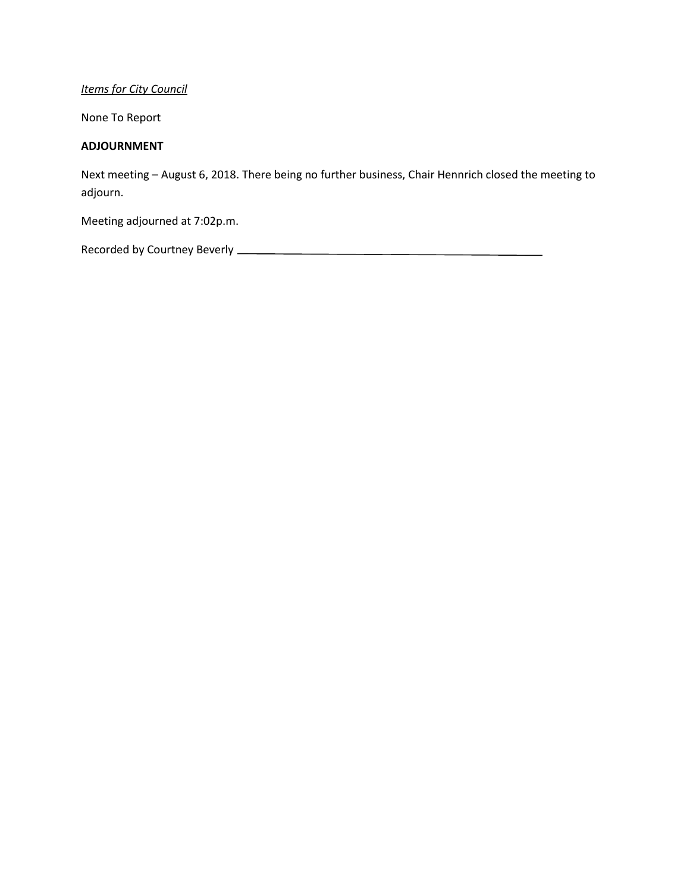*Items for City Council*

None To Report

**ADJOURNMENT**

Next meeting – August 6, 2018. There being no further business, Chair Hennrich closed the meeting to adjourn.

Meeting adjourned at 7:02p.m.

Recorded by Courtney Beverly ___________________________________________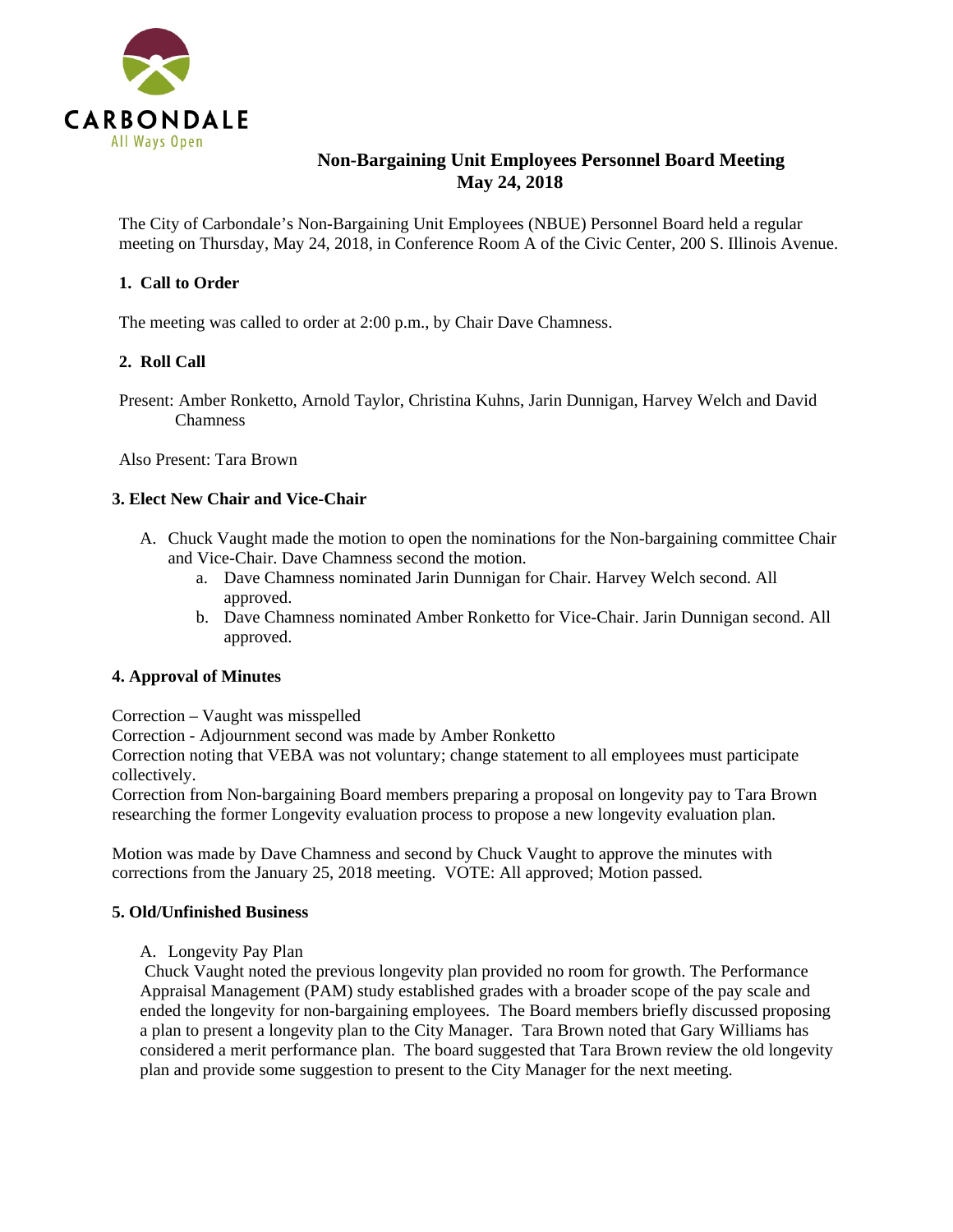# Non-Bargaining Unit Employees Personnel Board Meeting
## May 24, 2018

The City of Carbondale's Non-Bargaining Unit Employees (NBUE) Personnel Board held a regular meeting on Thursday, May 24, 2018, in Conference Room A of the Civic Center, 200 S. Illinois Avenue.

### 1. Call to Order

The meeting was called to order at 2:00 p.m., by Chair Dave Chamness.

### 2. Roll Call

Present: Amber Ronketto, Arnold Taylor, Christina Kuhns, Jarin Dunnigan, Harvey Welch and David Chamness

Also Present: Tara Brown

### 3. Elect New Chair and Vice-Chair

A. Chuck Vaught made the motion to open the nominations for the Non-bargaining committee Chair and Vice-Chair. Dave Chamness second the motion.
   a. Dave Chamness nominated Jarin Dunnigan for Chair. Harvey Welch second. All approved.
   b. Dave Chamness nominated Amber Ronketto for Vice-Chair. Jarin Dunnigan second. All approved.

### 4. Approval of Minutes

Correction – Vaught was misspelled
Correction - Adjournment second was made by Amber Ronketto
Correction noting that VEBA was not voluntary; change statement to all employees must participate collectively.
Correction from Non-bargaining Board members preparing a proposal on longevity pay to Tara Brown researching the former Longevity evaluation process to propose a new longevity evaluation plan.

Motion was made by Dave Chamness and second by Chuck Vaught to approve the minutes with corrections from the January 25, 2018 meeting. VOTE: All approved; Motion passed.

### 5. Old/Unfinished Business

A. Longevity Pay Plan

Chuck Vaught noted the previous longevity plan provided no room for growth. The Performance Appraisal Management (PAM) study established grades with a broader scope of the pay scale and ended the longevity for non-bargaining employees. The Board members briefly discussed proposing a plan to present a longevity plan to the City Manager. Tara Brown noted that Gary Williams has considered a merit performance plan. The board suggested that Tara Brown review the old longevity plan and provide some suggestion to present to the City Manager for the next meeting.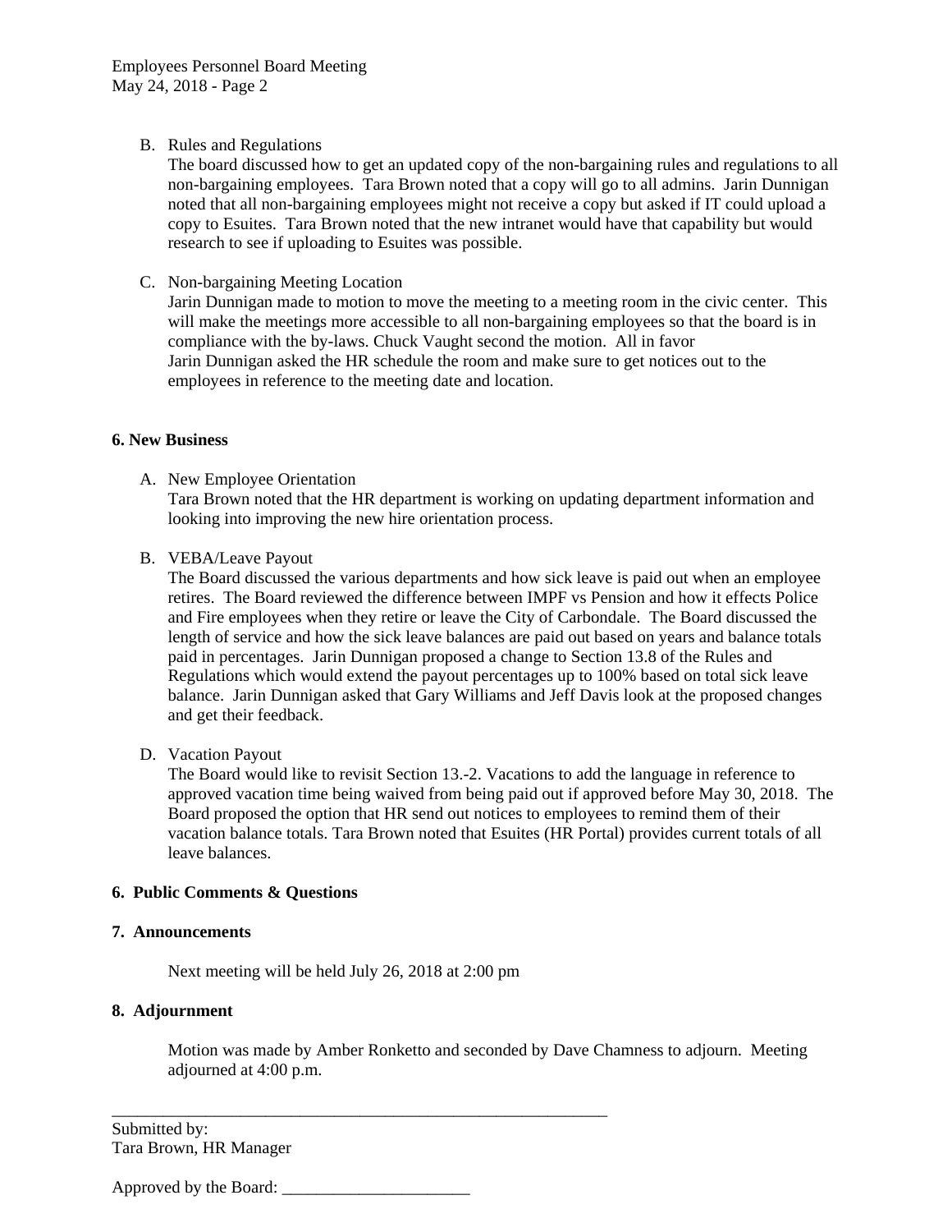B. Rules and Regulations
   The board discussed how to get an updated copy of the non-bargaining rules and regulations to all non-bargaining employees. Tara Brown noted that a copy will go to all admins. Jarin Dunnigan noted that all non-bargaining employees might not receive a copy but asked if IT could upload a copy to Esuites. Tara Brown noted that the new intranet would have that capability but would research to see if uploading to Esuites was possible.

C. Non-bargaining Meeting Location
   Jarin Dunnigan made to motion to move the meeting to a meeting room in the civic center. This will make the meetings more accessible to all non-bargaining employees so that the board is in compliance with the by-laws. Chuck Vaught second the motion. All in favor
   Jarin Dunnigan asked the HR schedule the room and make sure to get notices out to the employees in reference to the meeting date and location.

**6. New Business**

A. New Employee Orientation
   Tara Brown noted that the HR department is working on updating department information and looking into improving the new hire orientation process.

B. VEBA/Leave Payout
   The Board discussed the various departments and how sick leave is paid out when an employee retires. The Board reviewed the difference between IMPF vs Pension and how it effects Police and Fire employees when they retire or leave the City of Carbondale. The Board discussed the length of service and how the sick leave balances are paid out based on years and balance totals paid in percentages. Jarin Dunnigan proposed a change to Section 13.8 of the Rules and Regulations which would extend the payout percentages up to 100% based on total sick leave balance. Jarin Dunnigan asked that Gary Williams and Jeff Davis look at the proposed changes and get their feedback.

D. Vacation Payout
   The Board would like to revisit Section 13.-2. Vacations to add the language in reference to approved vacation time being waived from being paid out if approved before May 30, 2018. The Board proposed the option that HR send out notices to employees to remind them of their vacation balance totals. Tara Brown noted that Esuites (HR Portal) provides current totals of all leave balances.

**6. Public Comments & Questions**

**7. Announcements**

Next meeting will be held July 26, 2018 at 2:00 pm

**8. Adjournment**

Motion was made by Amber Ronketto and seconded by Dave Chamness to adjourn. Meeting adjourned at 4:00 p.m.

_______________________________________________

Submitted by:
Tara Brown, HR Manager

Approved by the Board: ______________________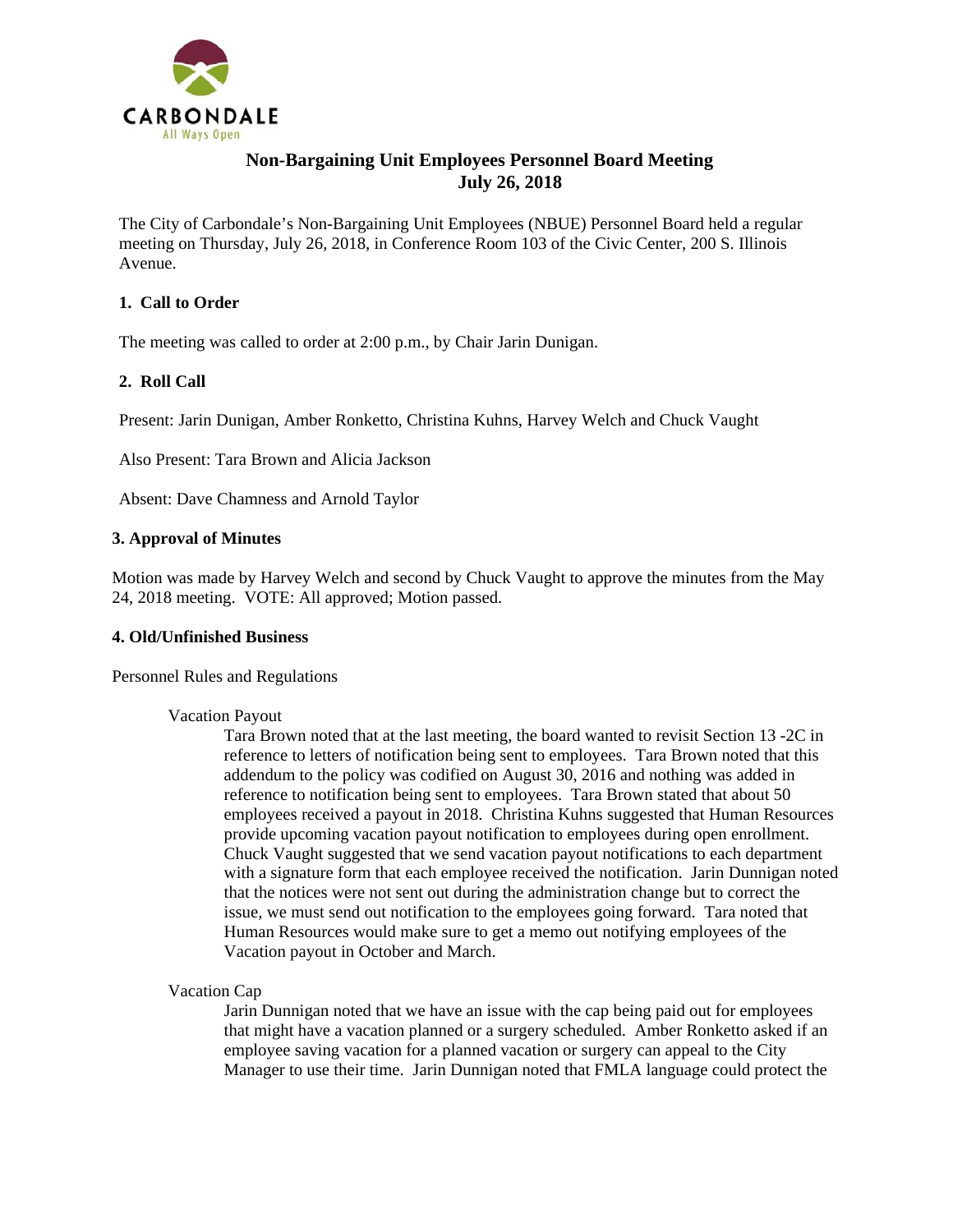# Non-Bargaining Unit Employees Personnel Board Meeting
## July 26, 2018

The City of Carbondale's Non-Bargaining Unit Employees (NBUE) Personnel Board held a regular meeting on Thursday, July 26, 2018, in Conference Room 103 of the Civic Center, 200 S. Illinois Avenue.

### 1. Call to Order

The meeting was called to order at 2:00 p.m., by Chair Jarin Dunigan.

### 2. Roll Call

Present: Jarin Dunigan, Amber Ronketto, Christina Kuhns, Harvey Welch and Chuck Vaught

Also Present: Tara Brown and Alicia Jackson

Absent: Dave Chamness and Arnold Taylor

### 3. Approval of Minutes

Motion was made by Harvey Welch and second by Chuck Vaught to approve the minutes from the May 24, 2018 meeting. VOTE: All approved; Motion passed.

### 4. Old/Unfinished Business

Personnel Rules and Regulations

Vacation Payout

Tara Brown noted that at the last meeting, the board wanted to revisit Section 13 -2C in reference to letters of notification being sent to employees. Tara Brown noted that this addendum to the policy was codified on August 30, 2016 and nothing was added in reference to notification being sent to employees. Tara Brown stated that about 50 employees received a payout in 2018. Christina Kuhns suggested that Human Resources provide upcoming vacation payout notification to employees during open enrollment. Chuck Vaught suggested that we send vacation payout notifications to each department with a signature form that each employee received the notification. Jarin Dunnigan noted that the notices were not sent out during the administration change but to correct the issue, we must send out notification to the employees going forward. Tara noted that Human Resources would make sure to get a memo out notifying employees of the Vacation payout in October and March.

Vacation Cap

Jarin Dunnigan noted that we have an issue with the cap being paid out for employees that might have a vacation planned or a surgery scheduled. Amber Ronketto asked if an employee saving vacation for a planned vacation or surgery can appeal to the City Manager to use their time. Jarin Dunnigan noted that FMLA language could protect the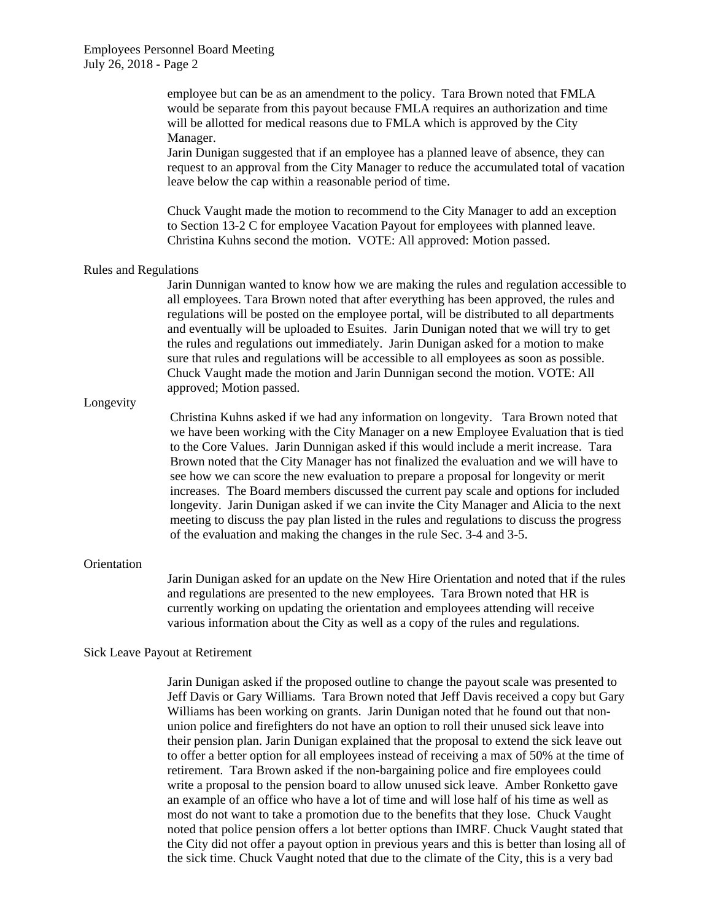employee but can be as an amendment to the policy. Tara Brown noted that FMLA would be separate from this payout because FMLA requires an authorization and time will be allotted for medical reasons due to FMLA which is approved by the City Manager.

Jarin Dunigan suggested that if an employee has a planned leave of absence, they can request to an approval from the City Manager to reduce the accumulated total of vacation leave below the cap within a reasonable period of time.

Chuck Vaught made the motion to recommend to the City Manager to add an exception to Section 13-2 C for employee Vacation Payout for employees with planned leave. Christina Kuhns second the motion. VOTE: All approved: Motion passed.

**Rules and Regulations**

Jarin Dunnigan wanted to know how we are making the rules and regulation accessible to all employees. Tara Brown noted that after everything has been approved, the rules and regulations will be posted on the employee portal, will be distributed to all departments and eventually will be uploaded to Esuites. Jarin Dunigan noted that we will try to get the rules and regulations out immediately. Jarin Dunigan asked for a motion to make sure that rules and regulations will be accessible to all employees as soon as possible. Chuck Vaught made the motion and Jarin Dunnigan second the motion. VOTE: All approved; Motion passed.

**Longevity**

Christina Kuhns asked if we had any information on longevity. Tara Brown noted that we have been working with the City Manager on a new Employee Evaluation that is tied to the Core Values. Jarin Dunnigan asked if this would include a merit increase. Tara Brown noted that the City Manager has not finalized the evaluation and we will have to see how we can score the new evaluation to prepare a proposal for longevity or merit increases. The Board members discussed the current pay scale and options for included longevity. Jarin Dunigan asked if we can invite the City Manager and Alicia to the next meeting to discuss the pay plan listed in the rules and regulations to discuss the progress of the evaluation and making the changes in the rule Sec. 3-4 and 3-5.

**Orientation**

Jarin Dunigan asked for an update on the New Hire Orientation and noted that if the rules and regulations are presented to the new employees. Tara Brown noted that HR is currently working on updating the orientation and employees attending will receive various information about the City as well as a copy of the rules and regulations.

**Sick Leave Payout at Retirement**

Jarin Dunigan asked if the proposed outline to change the payout scale was presented to Jeff Davis or Gary Williams. Tara Brown noted that Jeff Davis received a copy but Gary Williams has been working on grants. Jarin Dunigan noted that he found out that non-union police and firefighters do not have an option to roll their unused sick leave into their pension plan. Jarin Dunigan explained that the proposal to extend the sick leave out to offer a better option for all employees instead of receiving a max of 50% at the time of retirement. Tara Brown asked if the non-bargaining police and fire employees could write a proposal to the pension board to allow unused sick leave. Amber Ronketto gave an example of an office who have a lot of time and will lose half of his time as well as most do not want to take a promotion due to the benefits that they lose. Chuck Vaught noted that police pension offers a lot better options than IMRF. Chuck Vaught stated that the City did not offer a payout option in previous years and this is better than losing all of the sick time. Chuck Vaught noted that due to the climate of the City, this is a very bad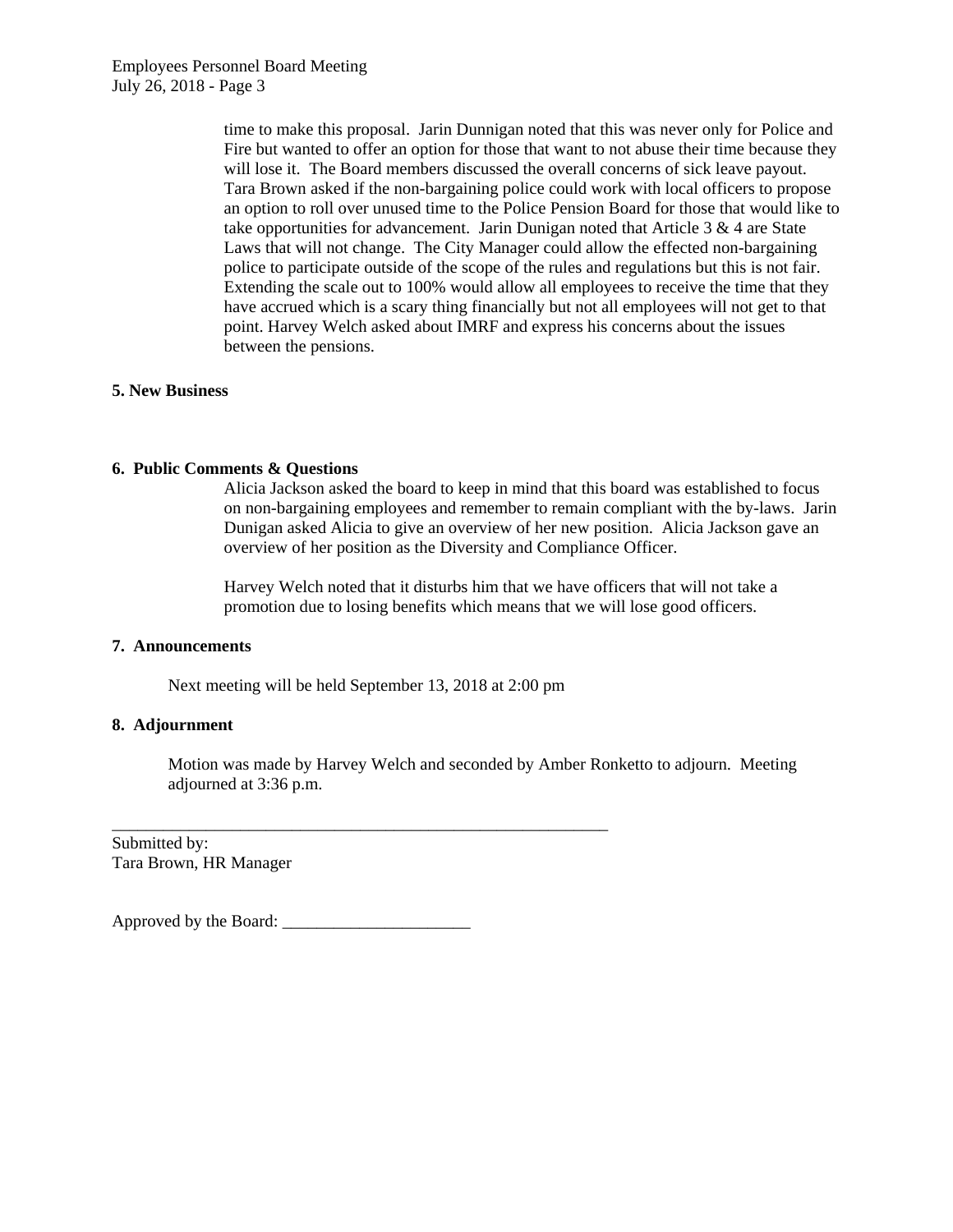time to make this proposal. Jarin Dunnigan noted that this was never only for Police and Fire but wanted to offer an option for those that want to not abuse their time because they will lose it. The Board members discussed the overall concerns of sick leave payout. Tara Brown asked if the non-bargaining police could work with local officers to propose an option to roll over unused time to the Police Pension Board for those that would like to take opportunities for advancement. Jarin Dunigan noted that Article 3 & 4 are State Laws that will not change. The City Manager could allow the effected non-bargaining police to participate outside of the scope of the rules and regulations but this is not fair. Extending the scale out to 100% would allow all employees to receive the time that they have accrued which is a scary thing financially but not all employees will not get to that point. Harvey Welch asked about IMRF and express his concerns about the issues between the pensions.

**5. New Business**

**6. Public Comments & Questions**

Alicia Jackson asked the board to keep in mind that this board was established to focus on non-bargaining employees and remember to remain compliant with the by-laws. Jarin Dunigan asked Alicia to give an overview of her new position. Alicia Jackson gave an overview of her position as the Diversity and Compliance Officer.

Harvey Welch noted that it disturbs him that we have officers that will not take a promotion due to losing benefits which means that we will lose good officers.

**7. Announcements**

Next meeting will be held September 13, 2018 at 2:00 pm

**8. Adjournment**

Motion was made by Harvey Welch and seconded by Amber Ronketto to adjourn. Meeting adjourned at 3:36 p.m.

_______________________________________________

Submitted by:
Tara Brown, HR Manager

Approved by the Board: ______________________